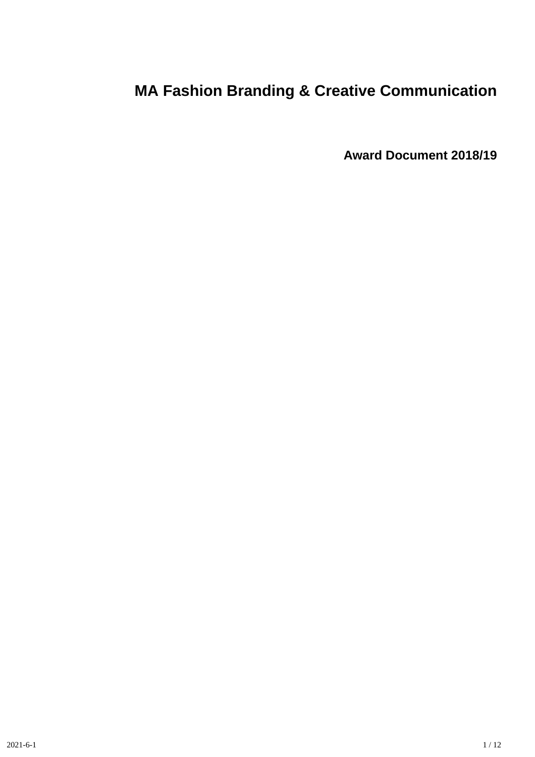# MA Fashion Branding & Creative Communication

## Award Document 2018/19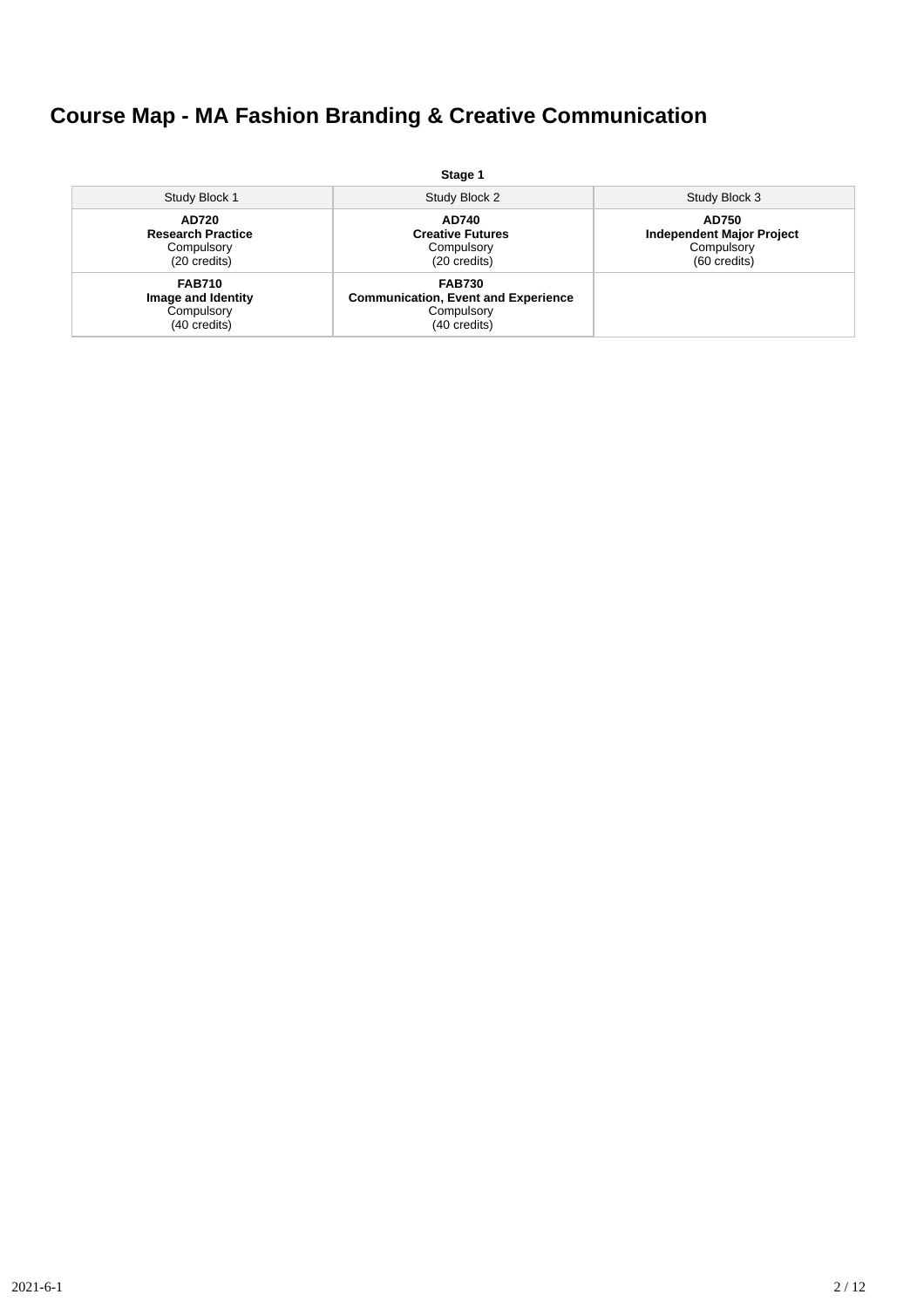# Course Map - MA Fashion Branding & Creative Communication

**Stage 1**

| Study Block 1 | Study Block 2 | Study Block 3 |
|---|---|---|
| **AD720**<br>**Research Practice**<br>Compulsory<br>(20 credits) | **AD740**<br>**Creative Futures**<br>Compulsory<br>(20 credits) | **AD750**<br>**Independent Major Project**<br>Compulsory<br>(60 credits) |
| **FAB710**<br>**Image and Identity**<br>Compulsory<br>(40 credits) | **FAB730**<br>**Communication, Event and Experience**<br>Compulsory<br>(40 credits) | |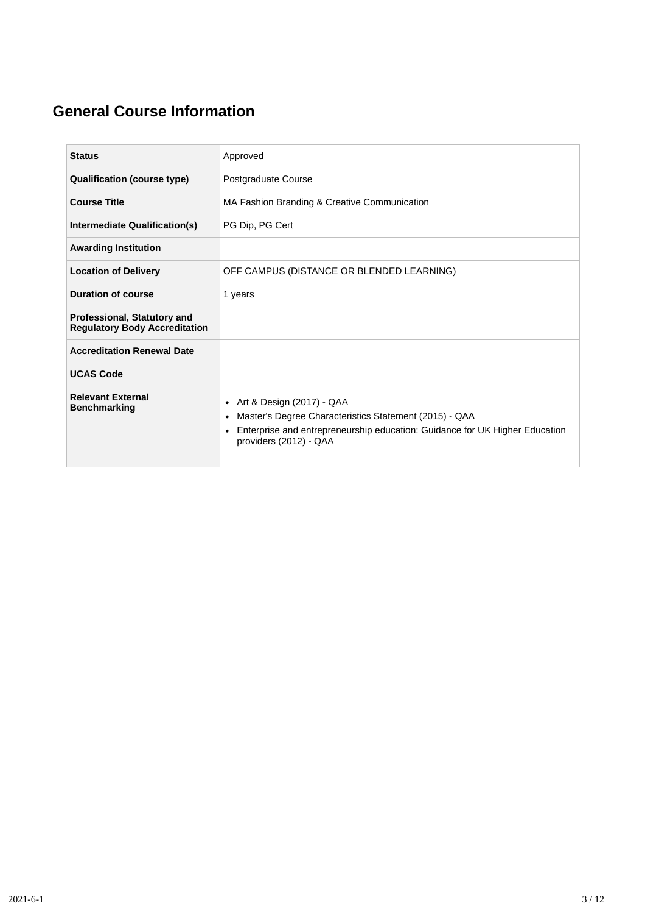# General Course Information

| | |
|---|---|
| **Status** | Approved |
| **Qualification (course type)** | Postgraduate Course |
| **Course Title** | MA Fashion Branding & Creative Communication |
| **Intermediate Qualification(s)** | PG Dip, PG Cert |
| **Awarding Institution** | |
| **Location of Delivery** | OFF CAMPUS (DISTANCE OR BLENDED LEARNING) |
| **Duration of course** | 1 years |
| **Professional, Statutory and Regulatory Body Accreditation** | |
| **Accreditation Renewal Date** | |
| **UCAS Code** | |
| **Relevant External Benchmarking** | • Art & Design (2017) - QAA<br>• Master's Degree Characteristics Statement (2015) - QAA<br>• Enterprise and entrepreneurship education: Guidance for UK Higher Education providers (2012) - QAA |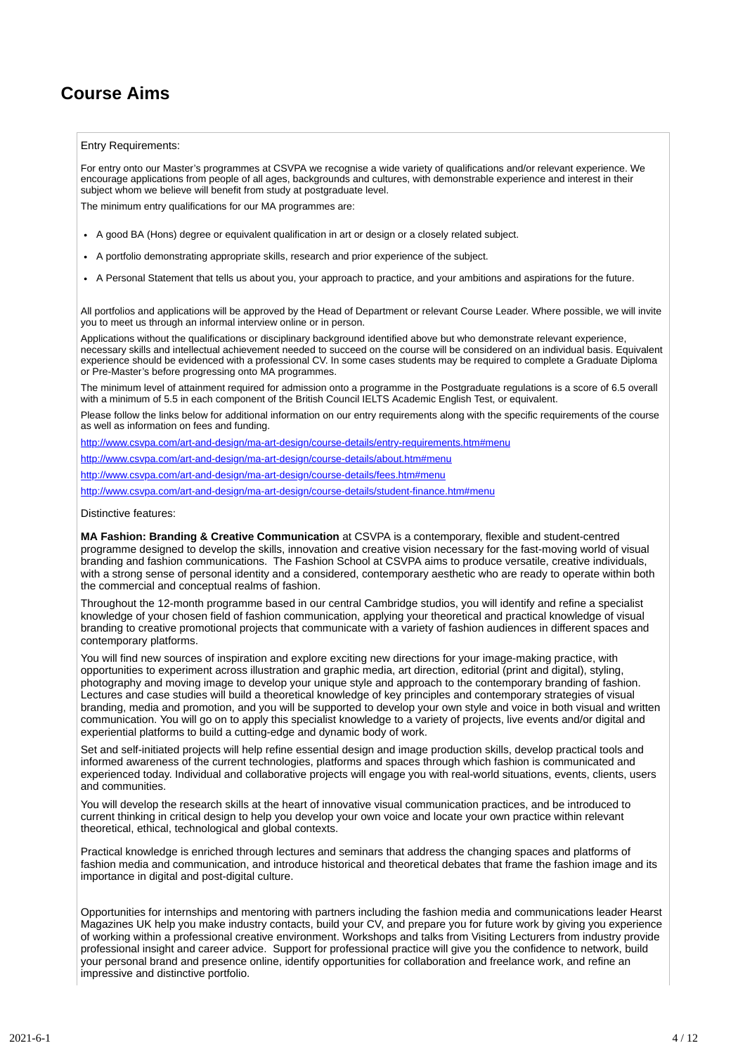# Course Aims

Entry Requirements:

For entry onto our Master's programmes at CSVPA we recognise a wide variety of qualifications and/or relevant experience. We encourage applications from people of all ages, backgrounds and cultures, with demonstrable experience and interest in their subject whom we believe will benefit from study at postgraduate level.

The minimum entry qualifications for our MA programmes are:

- A good BA (Hons) degree or equivalent qualification in art or design or a closely related subject.
- A portfolio demonstrating appropriate skills, research and prior experience of the subject.
- A Personal Statement that tells us about you, your approach to practice, and your ambitions and aspirations for the future.

All portfolios and applications will be approved by the Head of Department or relevant Course Leader. Where possible, we will invite you to meet us through an informal interview online or in person.

Applications without the qualifications or disciplinary background identified above but who demonstrate relevant experience, necessary skills and intellectual achievement needed to succeed on the course will be considered on an individual basis. Equivalent experience should be evidenced with a professional CV. In some cases students may be required to complete a Graduate Diploma or Pre-Master's before progressing onto MA programmes.

The minimum level of attainment required for admission onto a programme in the Postgraduate regulations is a score of 6.5 overall with a minimum of 5.5 in each component of the British Council IELTS Academic English Test, or equivalent.

Please follow the links below for additional information on our entry requirements along with the specific requirements of the course as well as information on fees and funding.

http://www.csvpa.com/art-and-design/ma-art-design/course-details/entry-requirements.htm#menu

http://www.csvpa.com/art-and-design/ma-art-design/course-details/about.htm#menu

http://www.csvpa.com/art-and-design/ma-art-design/course-details/fees.htm#menu

http://www.csvpa.com/art-and-design/ma-art-design/course-details/student-finance.htm#menu

Distinctive features:

**MA Fashion: Branding & Creative Communication** at CSVPA is a contemporary, flexible and student-centred programme designed to develop the skills, innovation and creative vision necessary for the fast-moving world of visual branding and fashion communications. The Fashion School at CSVPA aims to produce versatile, creative individuals, with a strong sense of personal identity and a considered, contemporary aesthetic who are ready to operate within both the commercial and conceptual realms of fashion.

Throughout the 12-month programme based in our central Cambridge studios, you will identify and refine a specialist knowledge of your chosen field of fashion communication, applying your theoretical and practical knowledge of visual branding to creative promotional projects that communicate with a variety of fashion audiences in different spaces and contemporary platforms.

You will find new sources of inspiration and explore exciting new directions for your image-making practice, with opportunities to experiment across illustration and graphic media, art direction, editorial (print and digital), styling, photography and moving image to develop your unique style and approach to the contemporary branding of fashion. Lectures and case studies will build a theoretical knowledge of key principles and contemporary strategies of visual branding, media and promotion, and you will be supported to develop your own style and voice in both visual and written communication. You will go on to apply this specialist knowledge to a variety of projects, live events and/or digital and experiential platforms to build a cutting-edge and dynamic body of work.

Set and self-initiated projects will help refine essential design and image production skills, develop practical tools and informed awareness of the current technologies, platforms and spaces through which fashion is communicated and experienced today. Individual and collaborative projects will engage you with real-world situations, events, clients, users and communities.

You will develop the research skills at the heart of innovative visual communication practices, and be introduced to current thinking in critical design to help you develop your own voice and locate your own practice within relevant theoretical, ethical, technological and global contexts.

Practical knowledge is enriched through lectures and seminars that address the changing spaces and platforms of fashion media and communication, and introduce historical and theoretical debates that frame the fashion image and its importance in digital and post-digital culture.

Opportunities for internships and mentoring with partners including the fashion media and communications leader Hearst Magazines UK help you make industry contacts, build your CV, and prepare you for future work by giving you experience of working within a professional creative environment. Workshops and talks from Visiting Lecturers from industry provide professional insight and career advice. Support for professional practice will give you the confidence to network, build your personal brand and presence online, identify opportunities for collaboration and freelance work, and refine an impressive and distinctive portfolio.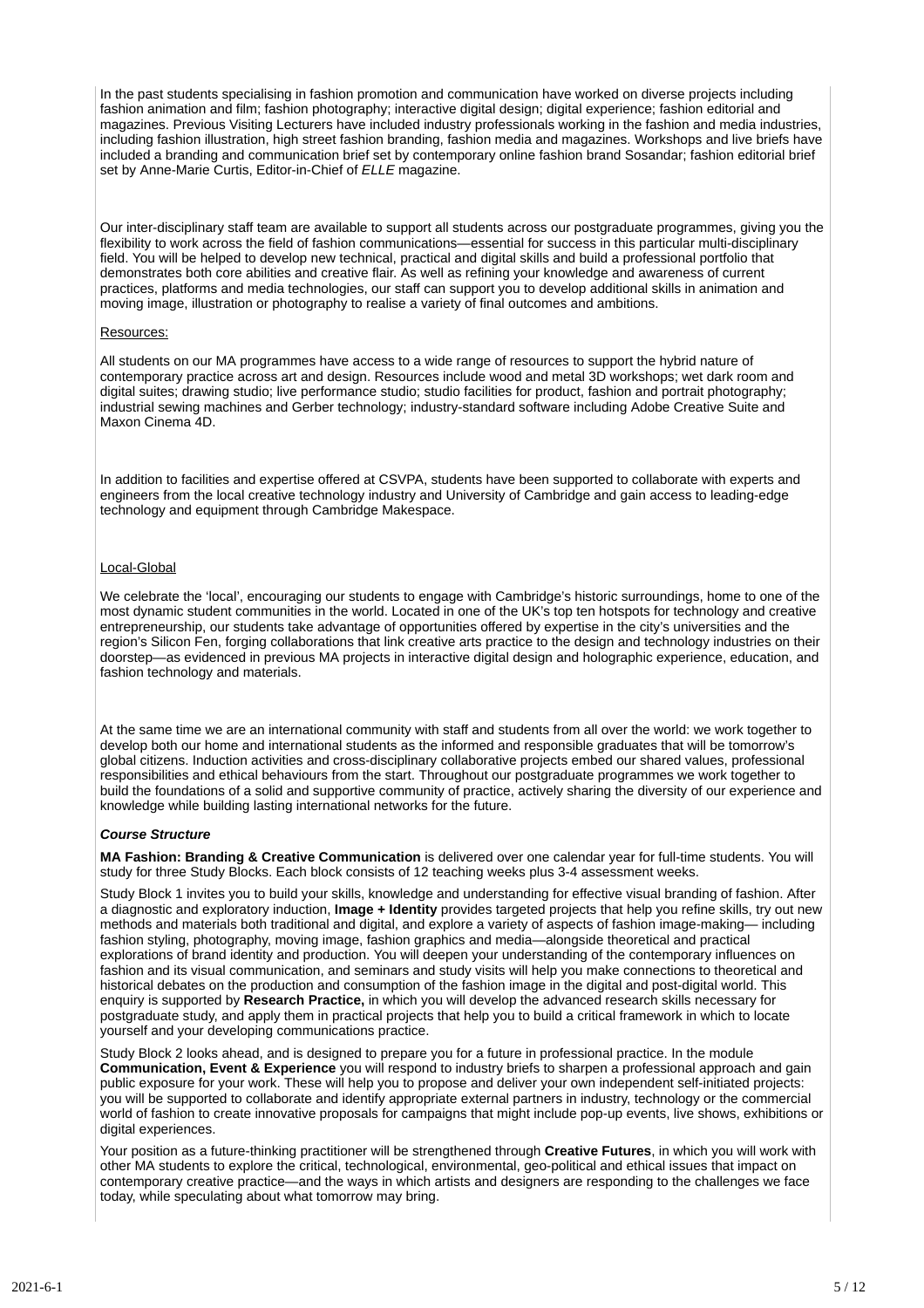In the past students specialising in fashion promotion and communication have worked on diverse projects including fashion animation and film; fashion photography; interactive digital design; digital experience; fashion editorial and magazines. Previous Visiting Lecturers have included industry professionals working in the fashion and media industries, including fashion illustration, high street fashion branding, fashion media and magazines. Workshops and live briefs have included a branding and communication brief set by contemporary online fashion brand Sosandar; fashion editorial brief set by Anne-Marie Curtis, Editor-in-Chief of *ELLE* magazine.

Our inter-disciplinary staff team are available to support all students across our postgraduate programmes, giving you the flexibility to work across the field of fashion communications—essential for success in this particular multi-disciplinary field. You will be helped to develop new technical, practical and digital skills and build a professional portfolio that demonstrates both core abilities and creative flair. As well as refining your knowledge and awareness of current practices, platforms and media technologies, our staff can support you to develop additional skills in animation and moving image, illustration or photography to realise a variety of final outcomes and ambitions.

Resources:

All students on our MA programmes have access to a wide range of resources to support the hybrid nature of contemporary practice across art and design. Resources include wood and metal 3D workshops; wet dark room and digital suites; drawing studio; live performance studio; studio facilities for product, fashion and portrait photography; industrial sewing machines and Gerber technology; industry-standard software including Adobe Creative Suite and Maxon Cinema 4D.

In addition to facilities and expertise offered at CSVPA, students have been supported to collaborate with experts and engineers from the local creative technology industry and University of Cambridge and gain access to leading-edge technology and equipment through Cambridge Makespace.

Local-Global

We celebrate the 'local', encouraging our students to engage with Cambridge's historic surroundings, home to one of the most dynamic student communities in the world. Located in one of the UK's top ten hotspots for technology and creative entrepreneurship, our students take advantage of opportunities offered by expertise in the city's universities and the region's Silicon Fen, forging collaborations that link creative arts practice to the design and technology industries on their doorstep—as evidenced in previous MA projects in interactive digital design and holographic experience, education, and fashion technology and materials.

At the same time we are an international community with staff and students from all over the world: we work together to develop both our home and international students as the informed and responsible graduates that will be tomorrow's global citizens. Induction activities and cross-disciplinary collaborative projects embed our shared values, professional responsibilities and ethical behaviours from the start. Throughout our postgraduate programmes we work together to build the foundations of a solid and supportive community of practice, actively sharing the diversity of our experience and knowledge while building lasting international networks for the future.

***Course Structure***

**MA Fashion: Branding & Creative Communication** is delivered over one calendar year for full-time students. You will study for three Study Blocks. Each block consists of 12 teaching weeks plus 3-4 assessment weeks.

Study Block 1 invites you to build your skills, knowledge and understanding for effective visual branding of fashion. After a diagnostic and exploratory induction, **Image + Identity** provides targeted projects that help you refine skills, try out new methods and materials both traditional and digital, and explore a variety of aspects of fashion image-making— including fashion styling, photography, moving image, fashion graphics and media—alongside theoretical and practical explorations of brand identity and production. You will deepen your understanding of the contemporary influences on fashion and its visual communication, and seminars and study visits will help you make connections to theoretical and historical debates on the production and consumption of the fashion image in the digital and post-digital world. This enquiry is supported by **Research Practice,** in which you will develop the advanced research skills necessary for postgraduate study, and apply them in practical projects that help you to build a critical framework in which to locate yourself and your developing communications practice.

Study Block 2 looks ahead, and is designed to prepare you for a future in professional practice. In the module **Communication, Event & Experience** you will respond to industry briefs to sharpen a professional approach and gain public exposure for your work. These will help you to propose and deliver your own independent self-initiated projects: you will be supported to collaborate and identify appropriate external partners in industry, technology or the commercial world of fashion to create innovative proposals for campaigns that might include pop-up events, live shows, exhibitions or digital experiences.

Your position as a future-thinking practitioner will be strengthened through **Creative Futures**, in which you will work with other MA students to explore the critical, technological, environmental, geo-political and ethical issues that impact on contemporary creative practice—and the ways in which artists and designers are responding to the challenges we face today, while speculating about what tomorrow may bring.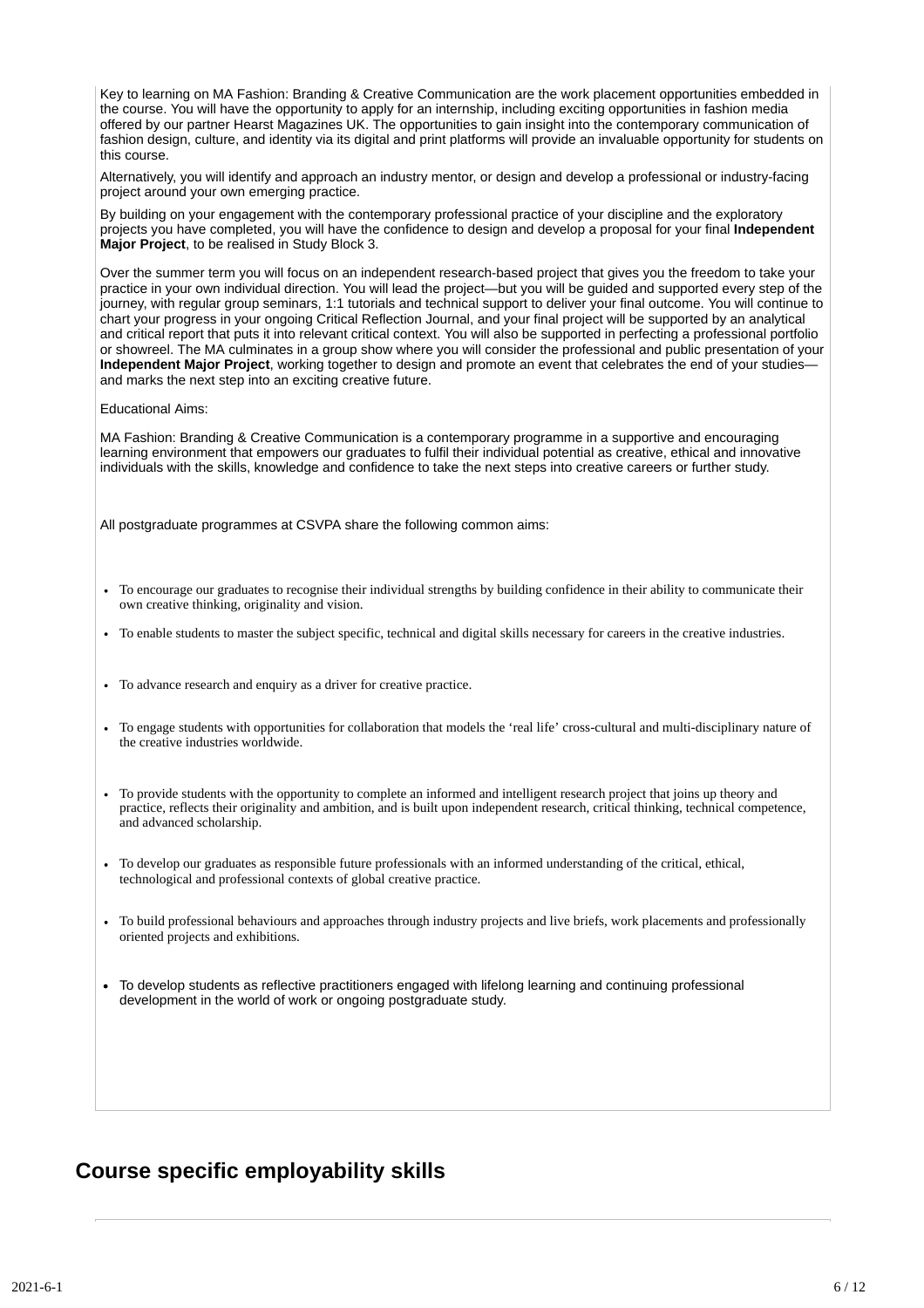Key to learning on MA Fashion: Branding & Creative Communication are the work placement opportunities embedded in the course. You will have the opportunity to apply for an internship, including exciting opportunities in fashion media offered by our partner Hearst Magazines UK. The opportunities to gain insight into the contemporary communication of fashion design, culture, and identity via its digital and print platforms will provide an invaluable opportunity for students on this course.

Alternatively, you will identify and approach an industry mentor, or design and develop a professional or industry-facing project around your own emerging practice.

By building on your engagement with the contemporary professional practice of your discipline and the exploratory projects you have completed, you will have the confidence to design and develop a proposal for your final **Independent Major Project**, to be realised in Study Block 3.

Over the summer term you will focus on an independent research-based project that gives you the freedom to take your practice in your own individual direction. You will lead the project—but you will be guided and supported every step of the journey, with regular group seminars, 1:1 tutorials and technical support to deliver your final outcome. You will continue to chart your progress in your ongoing Critical Reflection Journal, and your final project will be supported by an analytical and critical report that puts it into relevant critical context. You will also be supported in perfecting a professional portfolio or showreel. The MA culminates in a group show where you will consider the professional and public presentation of your **Independent Major Project**, working together to design and promote an event that celebrates the end of your studies—and marks the next step into an exciting creative future.

Educational Aims:

MA Fashion: Branding & Creative Communication is a contemporary programme in a supportive and encouraging learning environment that empowers our graduates to fulfil their individual potential as creative, ethical and innovative individuals with the skills, knowledge and confidence to take the next steps into creative careers or further study.

All postgraduate programmes at CSVPA share the following common aims:

- To encourage our graduates to recognise their individual strengths by building confidence in their ability to communicate their own creative thinking, originality and vision.
- To enable students to master the subject specific, technical and digital skills necessary for careers in the creative industries.
- To advance research and enquiry as a driver for creative practice.
- To engage students with opportunities for collaboration that models the ‘real life’ cross-cultural and multi-disciplinary nature of the creative industries worldwide.
- To provide students with the opportunity to complete an informed and intelligent research project that joins up theory and practice, reflects their originality and ambition, and is built upon independent research, critical thinking, technical competence, and advanced scholarship.
- To develop our graduates as responsible future professionals with an informed understanding of the critical, ethical, technological and professional contexts of global creative practice.
- To build professional behaviours and approaches through industry projects and live briefs, work placements and professionally oriented projects and exhibitions.
- To develop students as reflective practitioners engaged with lifelong learning and continuing professional development in the world of work or ongoing postgraduate study.

## Course specific employability skills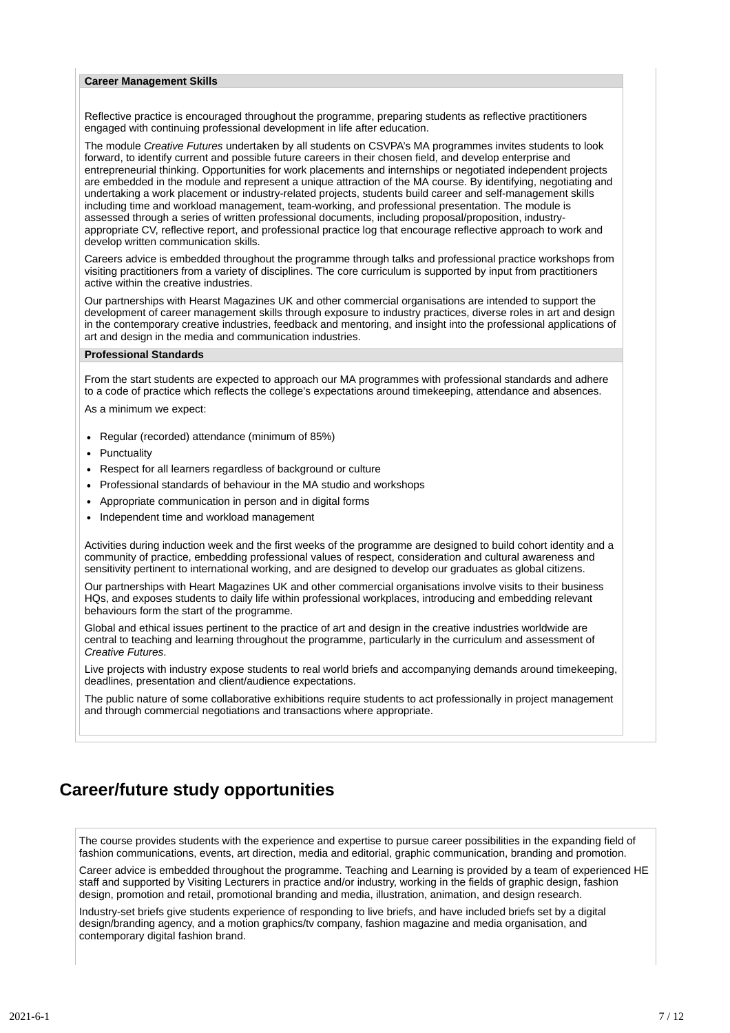**Career Management Skills**

Reflective practice is encouraged throughout the programme, preparing students as reflective practitioners engaged with continuing professional development in life after education.

The module *Creative Futures* undertaken by all students on CSVPA's MA programmes invites students to look forward, to identify current and possible future careers in their chosen field, and develop enterprise and entrepreneurial thinking. Opportunities for work placements and internships or negotiated independent projects are embedded in the module and represent a unique attraction of the MA course. By identifying, negotiating and undertaking a work placement or industry-related projects, students build career and self-management skills including time and workload management, team-working, and professional presentation. The module is assessed through a series of written professional documents, including proposal/proposition, industry-appropriate CV, reflective report, and professional practice log that encourage reflective approach to work and develop written communication skills.

Careers advice is embedded throughout the programme through talks and professional practice workshops from visiting practitioners from a variety of disciplines. The core curriculum is supported by input from practitioners active within the creative industries.

Our partnerships with Hearst Magazines UK and other commercial organisations are intended to support the development of career management skills through exposure to industry practices, diverse roles in art and design in the contemporary creative industries, feedback and mentoring, and insight into the professional applications of art and design in the media and communication industries.

**Professional Standards**

From the start students are expected to approach our MA programmes with professional standards and adhere to a code of practice which reflects the college's expectations around timekeeping, attendance and absences.

As a minimum we expect:

- Regular (recorded) attendance (minimum of 85%)
- Punctuality
- Respect for all learners regardless of background or culture
- Professional standards of behaviour in the MA studio and workshops
- Appropriate communication in person and in digital forms
- Independent time and workload management

Activities during induction week and the first weeks of the programme are designed to build cohort identity and a community of practice, embedding professional values of respect, consideration and cultural awareness and sensitivity pertinent to international working, and are designed to develop our graduates as global citizens.

Our partnerships with Heart Magazines UK and other commercial organisations involve visits to their business HQs, and exposes students to daily life within professional workplaces, introducing and embedding relevant behaviours form the start of the programme.

Global and ethical issues pertinent to the practice of art and design in the creative industries worldwide are central to teaching and learning throughout the programme, particularly in the curriculum and assessment of *Creative Futures*.

Live projects with industry expose students to real world briefs and accompanying demands around timekeeping, deadlines, presentation and client/audience expectations.

The public nature of some collaborative exhibitions require students to act professionally in project management and through commercial negotiations and transactions where appropriate.

## Career/future study opportunities

The course provides students with the experience and expertise to pursue career possibilities in the expanding field of fashion communications, events, art direction, media and editorial, graphic communication, branding and promotion.

Career advice is embedded throughout the programme. Teaching and Learning is provided by a team of experienced HE staff and supported by Visiting Lecturers in practice and/or industry, working in the fields of graphic design, fashion design, promotion and retail, promotional branding and media, illustration, animation, and design research.

Industry-set briefs give students experience of responding to live briefs, and have included briefs set by a digital design/branding agency, and a motion graphics/tv company, fashion magazine and media organisation, and contemporary digital fashion brand.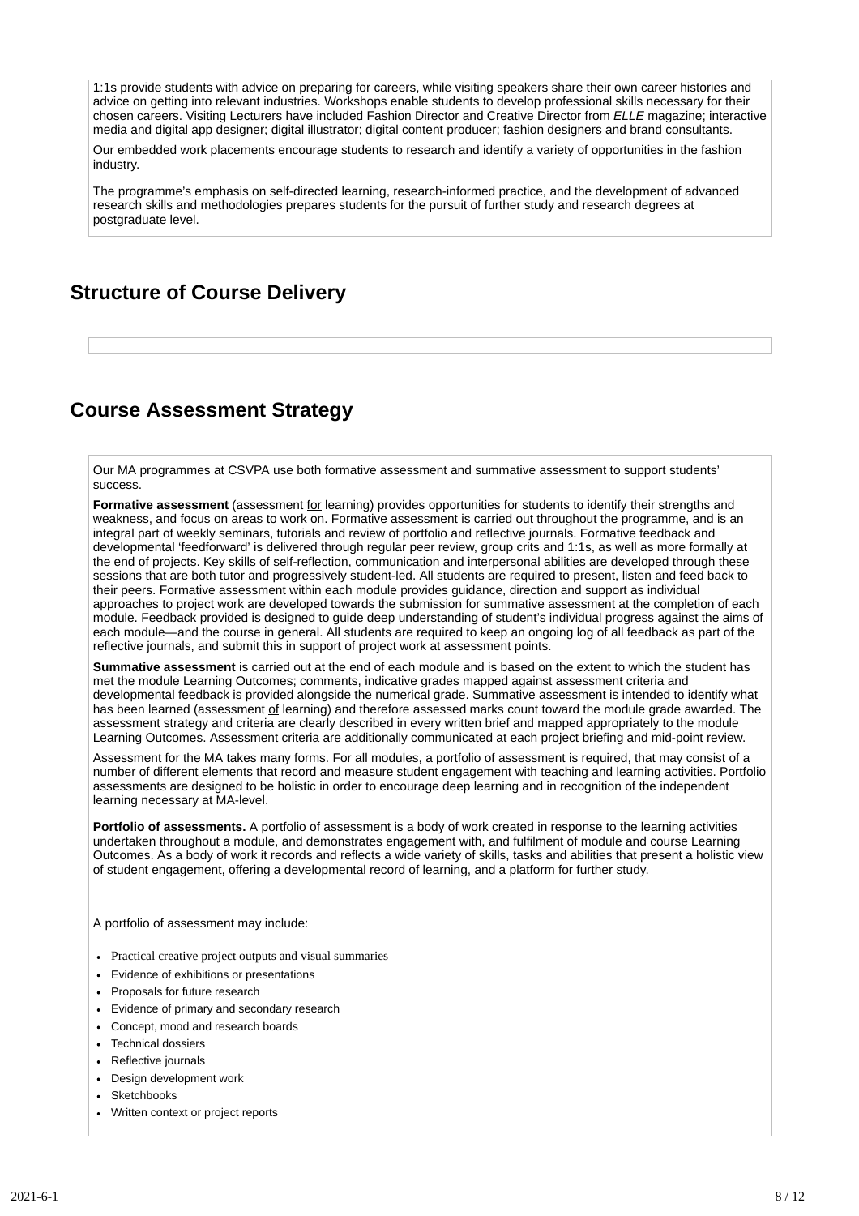1:1s provide students with advice on preparing for careers, while visiting speakers share their own career histories and advice on getting into relevant industries. Workshops enable students to develop professional skills necessary for their chosen careers. Visiting Lecturers have included Fashion Director and Creative Director from *ELLE* magazine; interactive media and digital app designer; digital illustrator; digital content producer; fashion designers and brand consultants.

Our embedded work placements encourage students to research and identify a variety of opportunities in the fashion industry.

The programme's emphasis on self-directed learning, research-informed practice, and the development of advanced research skills and methodologies prepares students for the pursuit of further study and research degrees at postgraduate level.

## Structure of Course Delivery

## Course Assessment Strategy

Our MA programmes at CSVPA use both formative assessment and summative assessment to support students' success.

**Formative assessment** (assessment for learning) provides opportunities for students to identify their strengths and weakness, and focus on areas to work on. Formative assessment is carried out throughout the programme, and is an integral part of weekly seminars, tutorials and review of portfolio and reflective journals. Formative feedback and developmental 'feedforward' is delivered through regular peer review, group crits and 1:1s, as well as more formally at the end of projects. Key skills of self-reflection, communication and interpersonal abilities are developed through these sessions that are both tutor and progressively student-led. All students are required to present, listen and feed back to their peers. Formative assessment within each module provides guidance, direction and support as individual approaches to project work are developed towards the submission for summative assessment at the completion of each module. Feedback provided is designed to guide deep understanding of student's individual progress against the aims of each module—and the course in general. All students are required to keep an ongoing log of all feedback as part of the reflective journals, and submit this in support of project work at assessment points.

**Summative assessment** is carried out at the end of each module and is based on the extent to which the student has met the module Learning Outcomes; comments, indicative grades mapped against assessment criteria and developmental feedback is provided alongside the numerical grade. Summative assessment is intended to identify what has been learned (assessment of learning) and therefore assessed marks count toward the module grade awarded. The assessment strategy and criteria are clearly described in every written brief and mapped appropriately to the module Learning Outcomes. Assessment criteria are additionally communicated at each project briefing and mid-point review.

Assessment for the MA takes many forms. For all modules, a portfolio of assessment is required, that may consist of a number of different elements that record and measure student engagement with teaching and learning activities. Portfolio assessments are designed to be holistic in order to encourage deep learning and in recognition of the independent learning necessary at MA-level.

**Portfolio of assessments.** A portfolio of assessment is a body of work created in response to the learning activities undertaken throughout a module, and demonstrates engagement with, and fulfilment of module and course Learning Outcomes. As a body of work it records and reflects a wide variety of skills, tasks and abilities that present a holistic view of student engagement, offering a developmental record of learning, and a platform for further study.

A portfolio of assessment may include:

- Practical creative project outputs and visual summaries
- Evidence of exhibitions or presentations
- Proposals for future research
- Evidence of primary and secondary research
- Concept, mood and research boards
- Technical dossiers
- Reflective journals
- Design development work
- Sketchbooks
- Written context or project reports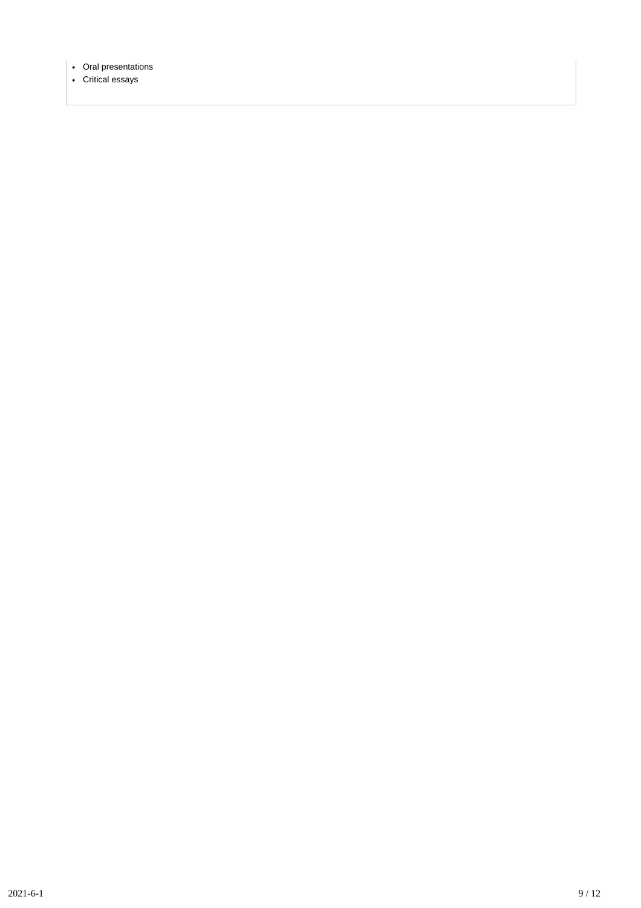- Oral presentations
- Critical essays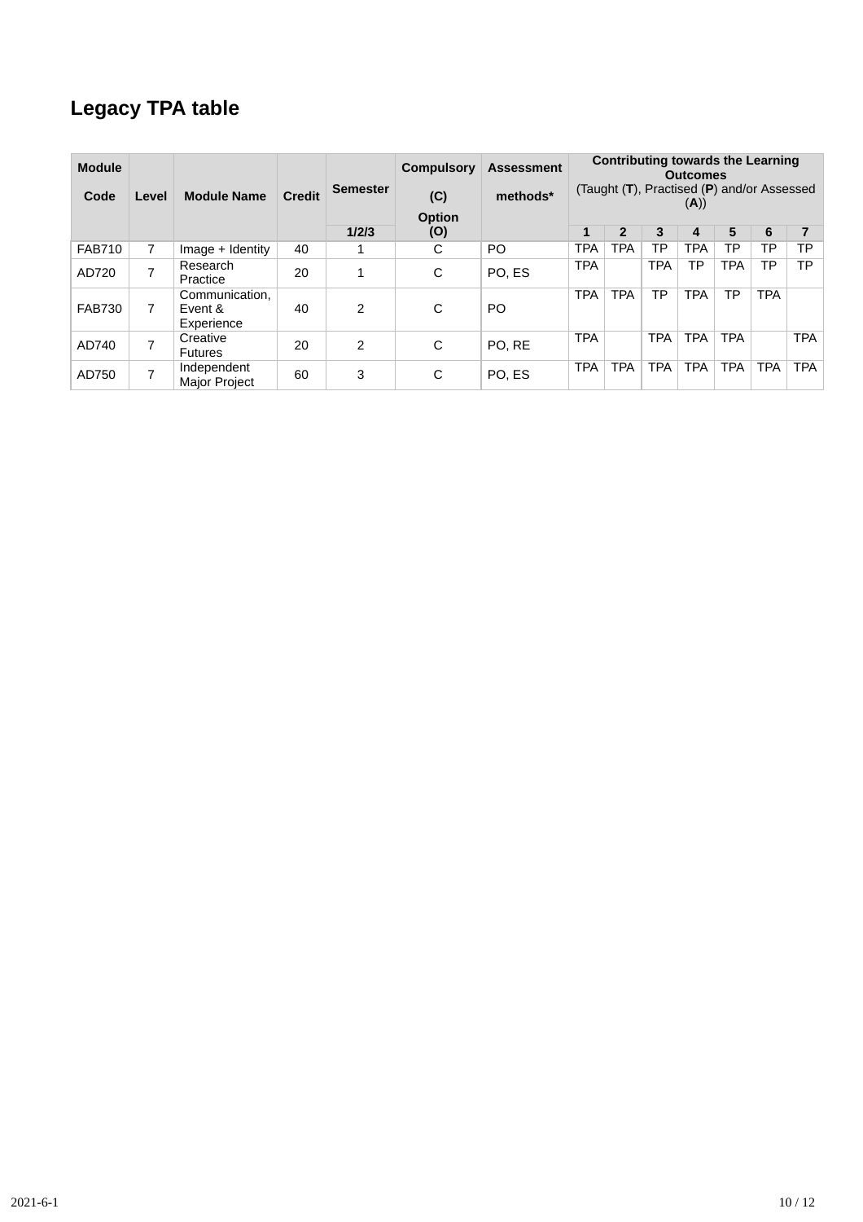## Legacy TPA table

| Module Code | Level | Module Name | Credit | Semester | Compulsory (C) Option (O) | Assessment methods* | Contributing towards the Learning Outcomes (Taught (**T**), Practised (**P**) and/or Assessed (**A**)) | | | | | | |
|---|---|---|---|---|---|---|---|---|---|---|---|---|---|
| | | | | 1/2/3 | | | 1 | 2 | 3 | 4 | 5 | 6 | 7 |
| FAB710 | 7 | Image + Identity | 40 | 1 | C | PO | TPA | TPA | TP | TPA | TP | TP | TP |
| AD720 | 7 | Research Practice | 20 | 1 | C | PO, ES | TPA | | TPA | TP | TPA | TP | TP |
| FAB730 | 7 | Communication, Event & Experience | 40 | 2 | C | PO | TPA | TPA | TP | TPA | TP | TPA | |
| AD740 | 7 | Creative Futures | 20 | 2 | C | PO, RE | TPA | | TPA | TPA | TPA | | TPA |
| AD750 | 7 | Independent Major Project | 60 | 3 | C | PO, ES | TPA | TPA | TPA | TPA | TPA | TPA | TPA |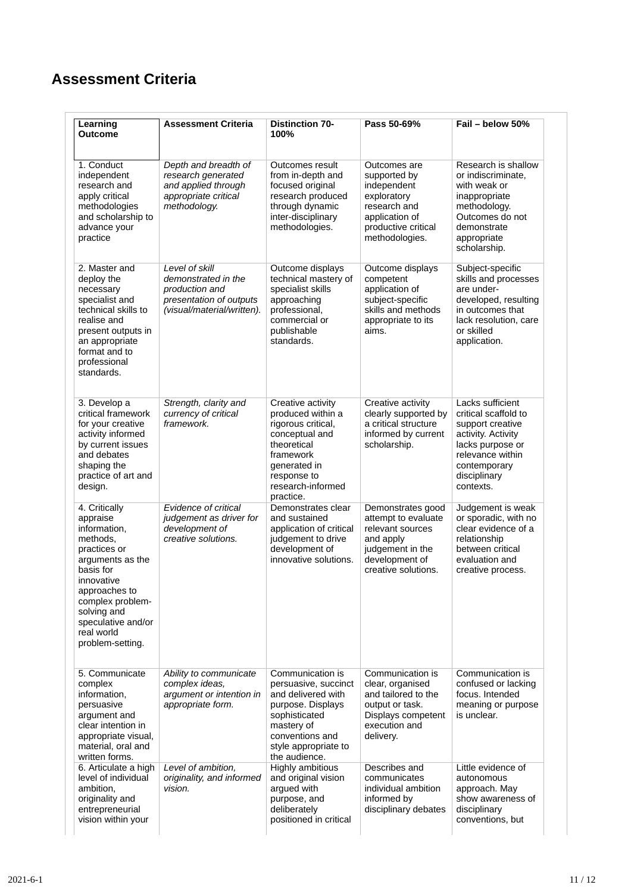# Assessment Criteria

| Learning Outcome | Assessment Criteria | Distinction 70-100% | Pass 50-69% | Fail – below 50% |
|---|---|---|---|---|
| 1. Conduct independent research and apply critical methodologies and scholarship to advance your practice | *Depth and breadth of research generated and applied through appropriate critical methodology.* | Outcomes result from in-depth and focused original research produced through dynamic inter-disciplinary methodologies. | Outcomes are supported by independent exploratory research and application of productive critical methodologies. | Research is shallow or indiscriminate, with weak or inappropriate methodology. Outcomes do not demonstrate appropriate scholarship. |
| 2. Master and deploy the necessary specialist and technical skills to realise and present outputs in an appropriate format and to professional standards. | *Level of skill demonstrated in the production and presentation of outputs (visual/material/written).* | Outcome displays technical mastery of specialist skills approaching professional, commercial or publishable standards. | Outcome displays competent application of subject-specific skills and methods appropriate to its aims. | Subject-specific skills and processes are under-developed, resulting in outcomes that lack resolution, care or skilled application. |
| 3. Develop a critical framework for your creative activity informed by current issues and debates shaping the practice of art and design. | *Strength, clarity and currency of critical framework.* | Creative activity produced within a rigorous critical, conceptual and theoretical framework generated in response to research-informed practice. | Creative activity clearly supported by a critical structure informed by current scholarship. | Lacks sufficient critical scaffold to support creative activity. Activity lacks purpose or relevance within contemporary disciplinary contexts. |
| 4. Critically appraise information, methods, practices or arguments as the basis for innovative approaches to complex problem-solving and speculative and/or real world problem-setting. | *Evidence of critical judgement as driver for development of creative solutions.* | Demonstrates clear and sustained application of critical judgement to drive development of innovative solutions. | Demonstrates good attempt to evaluate relevant sources and apply judgement in the development of creative solutions. | Judgement is weak or sporadic, with no clear evidence of a relationship between critical evaluation and creative process. |
| 5. Communicate complex information, persuasive argument and clear intention in appropriate visual, material, oral and written forms. | *Ability to communicate complex ideas, argument or intention in appropriate form.* | Communication is persuasive, succinct and delivered with purpose. Displays sophisticated mastery of conventions and style appropriate to the audience. | Communication is clear, organised and tailored to the output or task. Displays competent execution and delivery. | Communication is confused or lacking focus. Intended meaning or purpose is unclear. |
| 6. Articulate a high level of individual ambition, originality and entrepreneurial vision within your | *Level of ambition, originality, and informed vision.* | Highly ambitious and original vision argued with purpose, and deliberately positioned in critical | Describes and communicates individual ambition informed by disciplinary debates | Little evidence of autonomous approach. May show awareness of disciplinary conventions, but |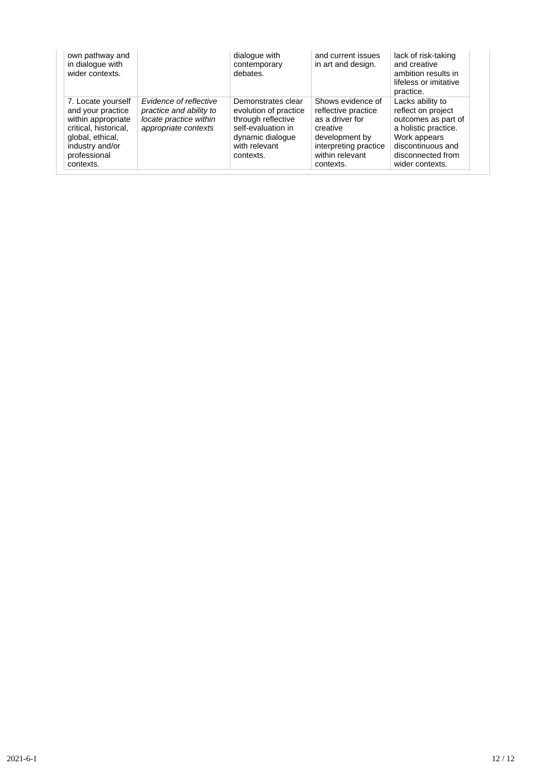| | | | | |
|---|---|---|---|---|
| own pathway and in dialogue with wider contexts. | | dialogue with contemporary debates. | and current issues in art and design. | lack of risk-taking and creative ambition results in lifeless or imitative practice. |
| 7. Locate yourself and your practice within appropriate critical, historical, global, ethical, industry and/or professional contexts. | *Evidence of reflective practice and ability to locate practice within appropriate contexts* | Demonstrates clear evolution of practice through reflective self-evaluation in dynamic dialogue with relevant contexts. | Shows evidence of reflective practice as a driver for creative development by interpreting practice within relevant contexts. | Lacks ability to reflect on project outcomes as part of a holistic practice. Work appears discontinuous and disconnected from wider contexts. |